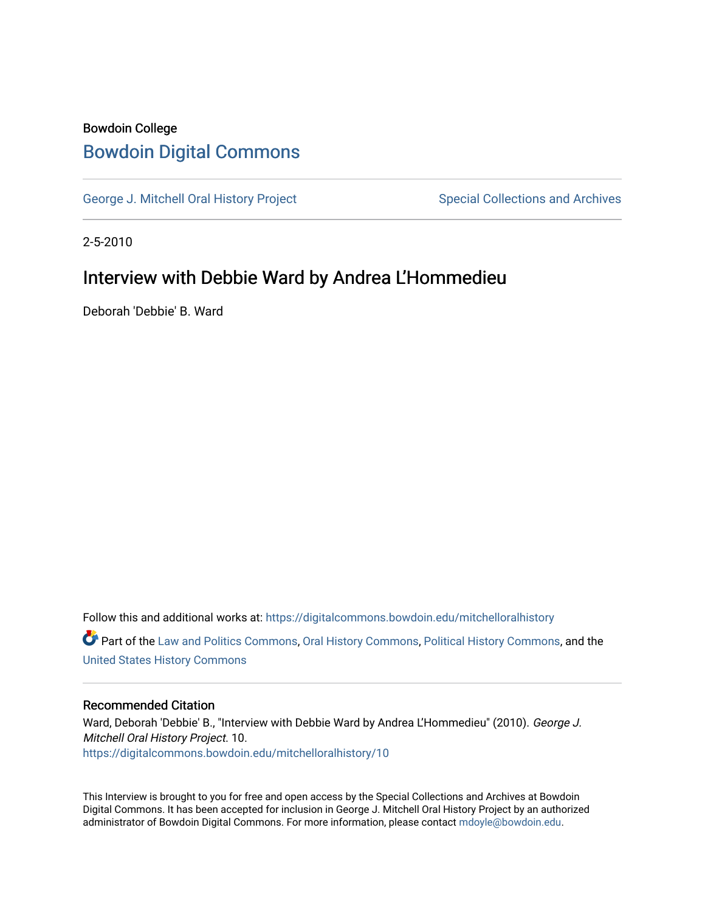Bowdoin College

# Bowdoin Digital Commons

George J. Mitchell Oral History Project    Special Collections and Archives

2-5-2010

## Interview with Debbie Ward by Andrea L'Hommedieu

Deborah 'Debbie' B. Ward

Follow this and additional works at: https://digitalcommons.bowdoin.edu/mitchelloralhistory

Part of the Law and Politics Commons, Oral History Commons, Political History Commons, and the United States History Commons

### Recommended Citation

Ward, Deborah 'Debbie' B., "Interview with Debbie Ward by Andrea L'Hommedieu" (2010). *George J. Mitchell Oral History Project*. 10.
https://digitalcommons.bowdoin.edu/mitchelloralhistory/10

This Interview is brought to you for free and open access by the Special Collections and Archives at Bowdoin Digital Commons. It has been accepted for inclusion in George J. Mitchell Oral History Project by an authorized administrator of Bowdoin Digital Commons. For more information, please contact mdoyle@bowdoin.edu.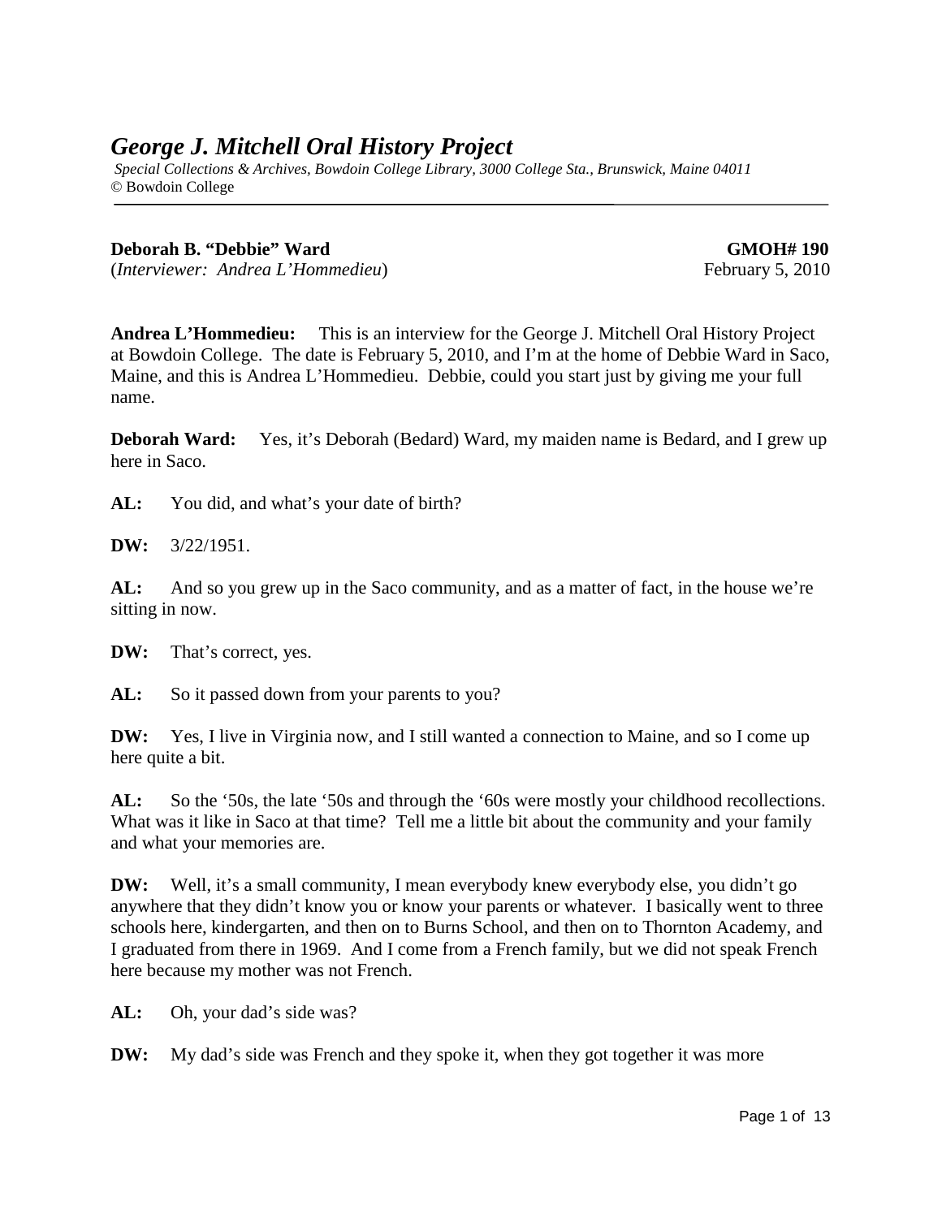# *George J. Mitchell Oral History Project*

*Special Collections & Archives, Bowdoin College Library, 3000 College Sta., Brunswick, Maine 04011*
© Bowdoin College

**Deborah B. "Debbie" Ward** **GMOH# 190**
(*Interviewer: Andrea L'Hommedieu*) February 5, 2010

**Andrea L'Hommedieu:** This is an interview for the George J. Mitchell Oral History Project at Bowdoin College. The date is February 5, 2010, and I'm at the home of Debbie Ward in Saco, Maine, and this is Andrea L'Hommedieu. Debbie, could you start just by giving me your full name.

**Deborah Ward:** Yes, it's Deborah (Bedard) Ward, my maiden name is Bedard, and I grew up here in Saco.

**AL:** You did, and what's your date of birth?

**DW:** 3/22/1951.

**AL:** And so you grew up in the Saco community, and as a matter of fact, in the house we're sitting in now.

**DW:** That's correct, yes.

**AL:** So it passed down from your parents to you?

**DW:** Yes, I live in Virginia now, and I still wanted a connection to Maine, and so I come up here quite a bit.

**AL:** So the '50s, the late '50s and through the '60s were mostly your childhood recollections. What was it like in Saco at that time? Tell me a little bit about the community and your family and what your memories are.

**DW:** Well, it's a small community, I mean everybody knew everybody else, you didn't go anywhere that they didn't know you or know your parents or whatever. I basically went to three schools here, kindergarten, and then on to Burns School, and then on to Thornton Academy, and I graduated from there in 1969. And I come from a French family, but we did not speak French here because my mother was not French.

**AL:** Oh, your dad's side was?

**DW:** My dad's side was French and they spoke it, when they got together it was more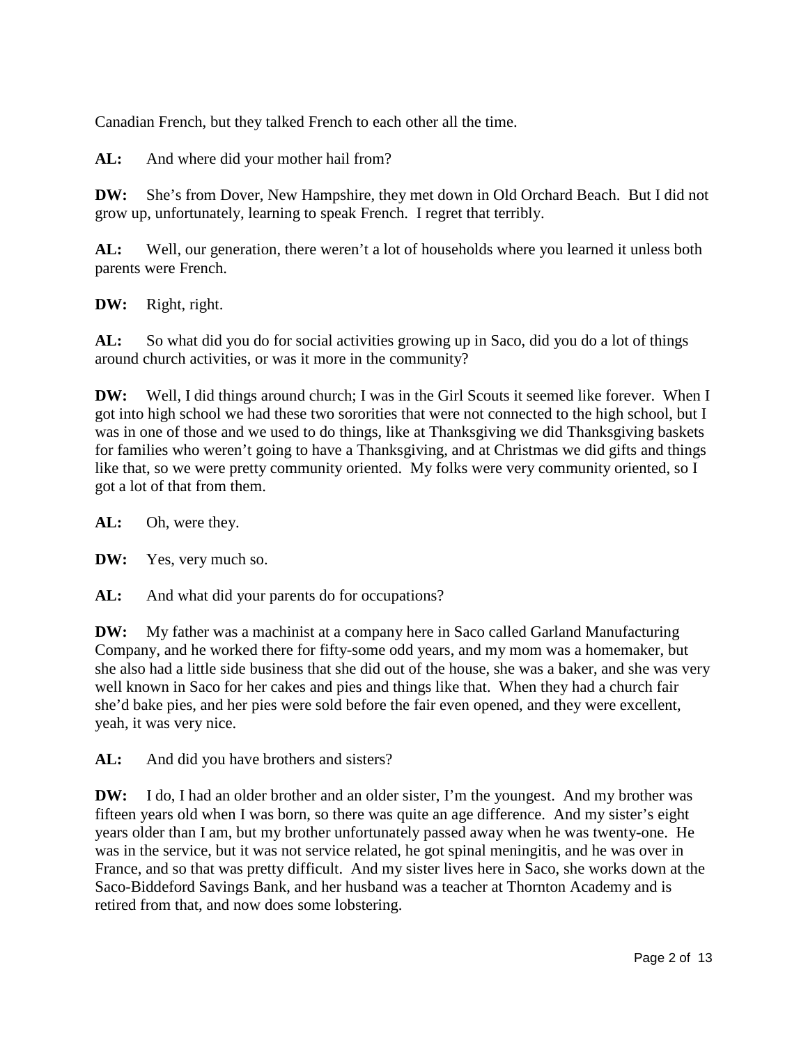Canadian French, but they talked French to each other all the time.

**AL:** And where did your mother hail from?

**DW:** She's from Dover, New Hampshire, they met down in Old Orchard Beach. But I did not grow up, unfortunately, learning to speak French. I regret that terribly.

**AL:** Well, our generation, there weren't a lot of households where you learned it unless both parents were French.

**DW:** Right, right.

**AL:** So what did you do for social activities growing up in Saco, did you do a lot of things around church activities, or was it more in the community?

**DW:** Well, I did things around church; I was in the Girl Scouts it seemed like forever. When I got into high school we had these two sororities that were not connected to the high school, but I was in one of those and we used to do things, like at Thanksgiving we did Thanksgiving baskets for families who weren't going to have a Thanksgiving, and at Christmas we did gifts and things like that, so we were pretty community oriented. My folks were very community oriented, so I got a lot of that from them.

**AL:** Oh, were they.

**DW:** Yes, very much so.

**AL:** And what did your parents do for occupations?

**DW:** My father was a machinist at a company here in Saco called Garland Manufacturing Company, and he worked there for fifty-some odd years, and my mom was a homemaker, but she also had a little side business that she did out of the house, she was a baker, and she was very well known in Saco for her cakes and pies and things like that. When they had a church fair she'd bake pies, and her pies were sold before the fair even opened, and they were excellent, yeah, it was very nice.

**AL:** And did you have brothers and sisters?

**DW:** I do, I had an older brother and an older sister, I'm the youngest. And my brother was fifteen years old when I was born, so there was quite an age difference. And my sister's eight years older than I am, but my brother unfortunately passed away when he was twenty-one. He was in the service, but it was not service related, he got spinal meningitis, and he was over in France, and so that was pretty difficult. And my sister lives here in Saco, she works down at the Saco-Biddeford Savings Bank, and her husband was a teacher at Thornton Academy and is retired from that, and now does some lobstering.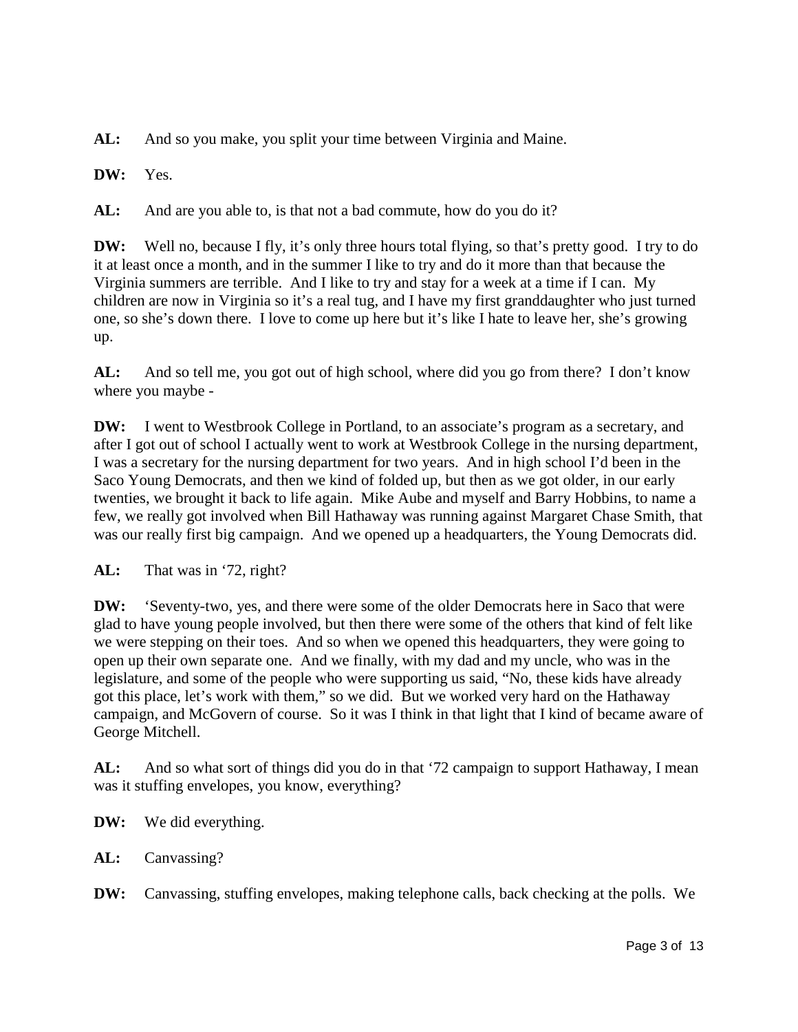**AL:** And so you make, you split your time between Virginia and Maine.

**DW:** Yes.

**AL:** And are you able to, is that not a bad commute, how do you do it?

**DW:** Well no, because I fly, it's only three hours total flying, so that's pretty good. I try to do it at least once a month, and in the summer I like to try and do it more than that because the Virginia summers are terrible. And I like to try and stay for a week at a time if I can. My children are now in Virginia so it's a real tug, and I have my first granddaughter who just turned one, so she's down there. I love to come up here but it's like I hate to leave her, she's growing up.

**AL:** And so tell me, you got out of high school, where did you go from there? I don't know where you maybe -

**DW:** I went to Westbrook College in Portland, to an associate's program as a secretary, and after I got out of school I actually went to work at Westbrook College in the nursing department, I was a secretary for the nursing department for two years. And in high school I'd been in the Saco Young Democrats, and then we kind of folded up, but then as we got older, in our early twenties, we brought it back to life again. Mike Aube and myself and Barry Hobbins, to name a few, we really got involved when Bill Hathaway was running against Margaret Chase Smith, that was our really first big campaign. And we opened up a headquarters, the Young Democrats did.

**AL:** That was in '72, right?

**DW:** 'Seventy-two, yes, and there were some of the older Democrats here in Saco that were glad to have young people involved, but then there were some of the others that kind of felt like we were stepping on their toes. And so when we opened this headquarters, they were going to open up their own separate one. And we finally, with my dad and my uncle, who was in the legislature, and some of the people who were supporting us said, "No, these kids have already got this place, let's work with them," so we did. But we worked very hard on the Hathaway campaign, and McGovern of course. So it was I think in that light that I kind of became aware of George Mitchell.

**AL:** And so what sort of things did you do in that '72 campaign to support Hathaway, I mean was it stuffing envelopes, you know, everything?

**DW:** We did everything.

**AL:** Canvassing?

**DW:** Canvassing, stuffing envelopes, making telephone calls, back checking at the polls. We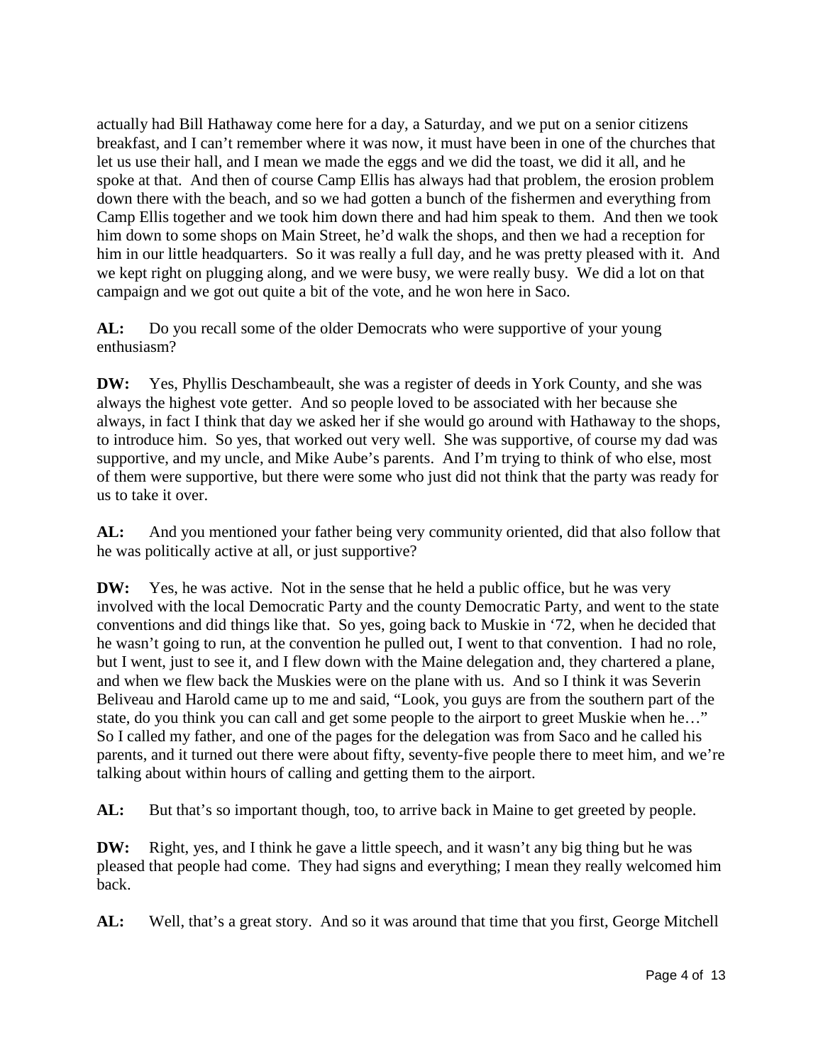actually had Bill Hathaway come here for a day, a Saturday, and we put on a senior citizens breakfast, and I can't remember where it was now, it must have been in one of the churches that let us use their hall, and I mean we made the eggs and we did the toast, we did it all, and he spoke at that. And then of course Camp Ellis has always had that problem, the erosion problem down there with the beach, and so we had gotten a bunch of the fishermen and everything from Camp Ellis together and we took him down there and had him speak to them. And then we took him down to some shops on Main Street, he'd walk the shops, and then we had a reception for him in our little headquarters. So it was really a full day, and he was pretty pleased with it. And we kept right on plugging along, and we were busy, we were really busy. We did a lot on that campaign and we got out quite a bit of the vote, and he won here in Saco.

**AL:** Do you recall some of the older Democrats who were supportive of your young enthusiasm?

**DW:** Yes, Phyllis Deschambeault, she was a register of deeds in York County, and she was always the highest vote getter. And so people loved to be associated with her because she always, in fact I think that day we asked her if she would go around with Hathaway to the shops, to introduce him. So yes, that worked out very well. She was supportive, of course my dad was supportive, and my uncle, and Mike Aube's parents. And I'm trying to think of who else, most of them were supportive, but there were some who just did not think that the party was ready for us to take it over.

**AL:** And you mentioned your father being very community oriented, did that also follow that he was politically active at all, or just supportive?

**DW:** Yes, he was active. Not in the sense that he held a public office, but he was very involved with the local Democratic Party and the county Democratic Party, and went to the state conventions and did things like that. So yes, going back to Muskie in '72, when he decided that he wasn't going to run, at the convention he pulled out, I went to that convention. I had no role, but I went, just to see it, and I flew down with the Maine delegation and, they chartered a plane, and when we flew back the Muskies were on the plane with us. And so I think it was Severin Beliveau and Harold came up to me and said, "Look, you guys are from the southern part of the state, do you think you can call and get some people to the airport to greet Muskie when he…" So I called my father, and one of the pages for the delegation was from Saco and he called his parents, and it turned out there were about fifty, seventy-five people there to meet him, and we're talking about within hours of calling and getting them to the airport.

**AL:** But that's so important though, too, to arrive back in Maine to get greeted by people.

**DW:** Right, yes, and I think he gave a little speech, and it wasn't any big thing but he was pleased that people had come. They had signs and everything; I mean they really welcomed him back.

**AL:** Well, that's a great story. And so it was around that time that you first, George Mitchell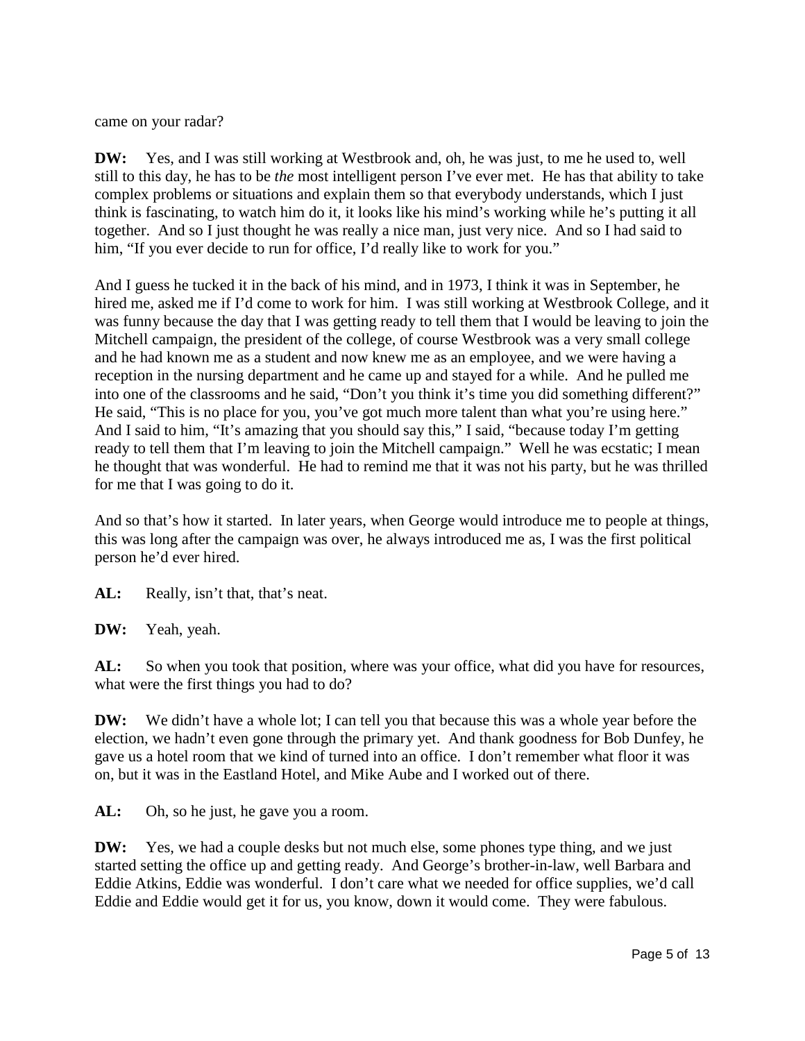came on your radar?

**DW:** Yes, and I was still working at Westbrook and, oh, he was just, to me he used to, well still to this day, he has to be *the* most intelligent person I've ever met. He has that ability to take complex problems or situations and explain them so that everybody understands, which I just think is fascinating, to watch him do it, it looks like his mind's working while he's putting it all together. And so I just thought he was really a nice man, just very nice. And so I had said to him, "If you ever decide to run for office, I'd really like to work for you."

And I guess he tucked it in the back of his mind, and in 1973, I think it was in September, he hired me, asked me if I'd come to work for him. I was still working at Westbrook College, and it was funny because the day that I was getting ready to tell them that I would be leaving to join the Mitchell campaign, the president of the college, of course Westbrook was a very small college and he had known me as a student and now knew me as an employee, and we were having a reception in the nursing department and he came up and stayed for a while. And he pulled me into one of the classrooms and he said, "Don't you think it's time you did something different?" He said, "This is no place for you, you've got much more talent than what you're using here." And I said to him, "It's amazing that you should say this," I said, "because today I'm getting ready to tell them that I'm leaving to join the Mitchell campaign." Well he was ecstatic; I mean he thought that was wonderful. He had to remind me that it was not his party, but he was thrilled for me that I was going to do it.

And so that's how it started. In later years, when George would introduce me to people at things, this was long after the campaign was over, he always introduced me as, I was the first political person he'd ever hired.

**AL:** Really, isn't that, that's neat.

**DW:** Yeah, yeah.

**AL:** So when you took that position, where was your office, what did you have for resources, what were the first things you had to do?

**DW:** We didn't have a whole lot; I can tell you that because this was a whole year before the election, we hadn't even gone through the primary yet. And thank goodness for Bob Dunfey, he gave us a hotel room that we kind of turned into an office. I don't remember what floor it was on, but it was in the Eastland Hotel, and Mike Aube and I worked out of there.

**AL:** Oh, so he just, he gave you a room.

**DW:** Yes, we had a couple desks but not much else, some phones type thing, and we just started setting the office up and getting ready. And George's brother-in-law, well Barbara and Eddie Atkins, Eddie was wonderful. I don't care what we needed for office supplies, we'd call Eddie and Eddie would get it for us, you know, down it would come. They were fabulous.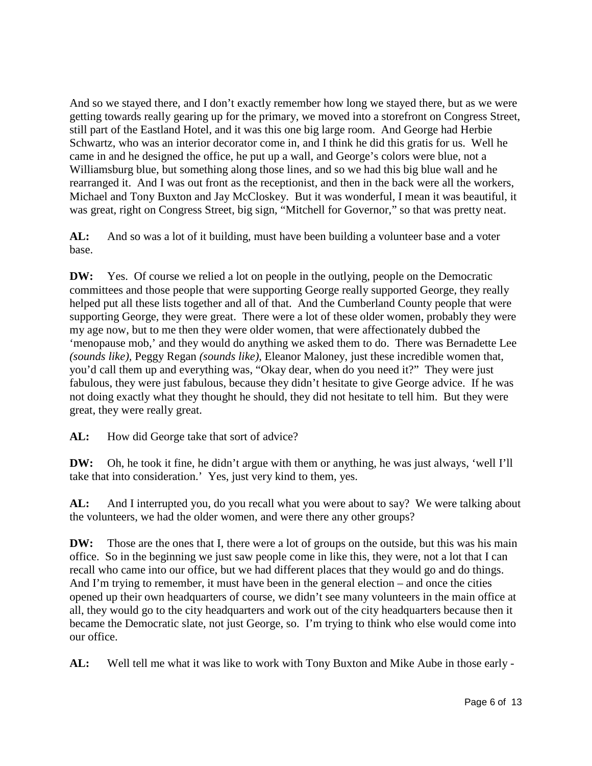And so we stayed there, and I don't exactly remember how long we stayed there, but as we were getting towards really gearing up for the primary, we moved into a storefront on Congress Street, still part of the Eastland Hotel, and it was this one big large room. And George had Herbie Schwartz, who was an interior decorator come in, and I think he did this gratis for us. Well he came in and he designed the office, he put up a wall, and George's colors were blue, not a Williamsburg blue, but something along those lines, and so we had this big blue wall and he rearranged it. And I was out front as the receptionist, and then in the back were all the workers, Michael and Tony Buxton and Jay McCloskey. But it was wonderful, I mean it was beautiful, it was great, right on Congress Street, big sign, "Mitchell for Governor," so that was pretty neat.

**AL:** And so was a lot of it building, must have been building a volunteer base and a voter base.

**DW:** Yes. Of course we relied a lot on people in the outlying, people on the Democratic committees and those people that were supporting George really supported George, they really helped put all these lists together and all of that. And the Cumberland County people that were supporting George, they were great. There were a lot of these older women, probably they were my age now, but to me then they were older women, that were affectionately dubbed the 'menopause mob,' and they would do anything we asked them to do. There was Bernadette Lee *(sounds like)*, Peggy Regan *(sounds like)*, Eleanor Maloney, just these incredible women that, you'd call them up and everything was, "Okay dear, when do you need it?" They were just fabulous, they were just fabulous, because they didn't hesitate to give George advice. If he was not doing exactly what they thought he should, they did not hesitate to tell him. But they were great, they were really great.

**AL:** How did George take that sort of advice?

**DW:** Oh, he took it fine, he didn't argue with them or anything, he was just always, 'well I'll take that into consideration.' Yes, just very kind to them, yes.

**AL:** And I interrupted you, do you recall what you were about to say? We were talking about the volunteers, we had the older women, and were there any other groups?

**DW:** Those are the ones that I, there were a lot of groups on the outside, but this was his main office. So in the beginning we just saw people come in like this, they were, not a lot that I can recall who came into our office, but we had different places that they would go and do things. And I'm trying to remember, it must have been in the general election – and once the cities opened up their own headquarters of course, we didn't see many volunteers in the main office at all, they would go to the city headquarters and work out of the city headquarters because then it became the Democratic slate, not just George, so. I'm trying to think who else would come into our office.

**AL:** Well tell me what it was like to work with Tony Buxton and Mike Aube in those early -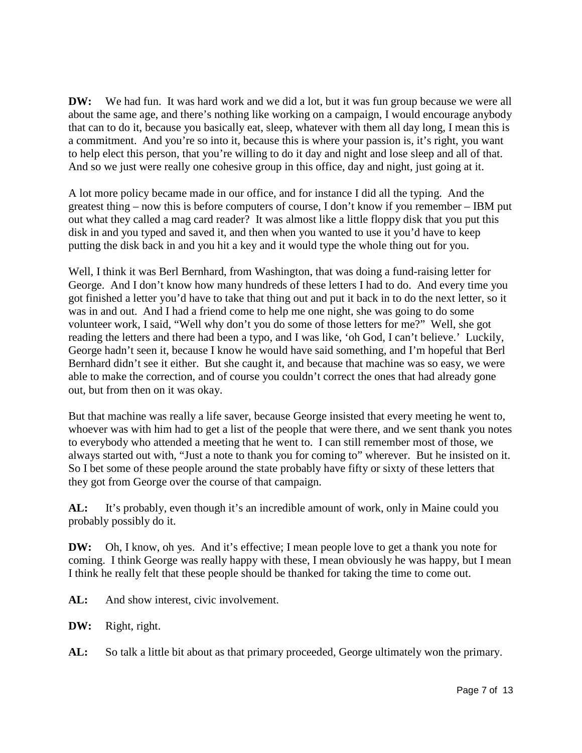**DW:** We had fun. It was hard work and we did a lot, but it was fun group because we were all about the same age, and there's nothing like working on a campaign, I would encourage anybody that can to do it, because you basically eat, sleep, whatever with them all day long, I mean this is a commitment. And you're so into it, because this is where your passion is, it's right, you want to help elect this person, that you're willing to do it day and night and lose sleep and all of that. And so we just were really one cohesive group in this office, day and night, just going at it.

A lot more policy became made in our office, and for instance I did all the typing. And the greatest thing – now this is before computers of course, I don't know if you remember – IBM put out what they called a mag card reader? It was almost like a little floppy disk that you put this disk in and you typed and saved it, and then when you wanted to use it you'd have to keep putting the disk back in and you hit a key and it would type the whole thing out for you.

Well, I think it was Berl Bernhard, from Washington, that was doing a fund-raising letter for George. And I don't know how many hundreds of these letters I had to do. And every time you got finished a letter you'd have to take that thing out and put it back in to do the next letter, so it was in and out. And I had a friend come to help me one night, she was going to do some volunteer work, I said, "Well why don't you do some of those letters for me?" Well, she got reading the letters and there had been a typo, and I was like, 'oh God, I can't believe.' Luckily, George hadn't seen it, because I know he would have said something, and I'm hopeful that Berl Bernhard didn't see it either. But she caught it, and because that machine was so easy, we were able to make the correction, and of course you couldn't correct the ones that had already gone out, but from then on it was okay.

But that machine was really a life saver, because George insisted that every meeting he went to, whoever was with him had to get a list of the people that were there, and we sent thank you notes to everybody who attended a meeting that he went to. I can still remember most of those, we always started out with, "Just a note to thank you for coming to" wherever. But he insisted on it. So I bet some of these people around the state probably have fifty or sixty of these letters that they got from George over the course of that campaign.

**AL:** It's probably, even though it's an incredible amount of work, only in Maine could you probably possibly do it.

**DW:** Oh, I know, oh yes. And it's effective; I mean people love to get a thank you note for coming. I think George was really happy with these, I mean obviously he was happy, but I mean I think he really felt that these people should be thanked for taking the time to come out.

**AL:** And show interest, civic involvement.

**DW:** Right, right.

**AL:** So talk a little bit about as that primary proceeded, George ultimately won the primary.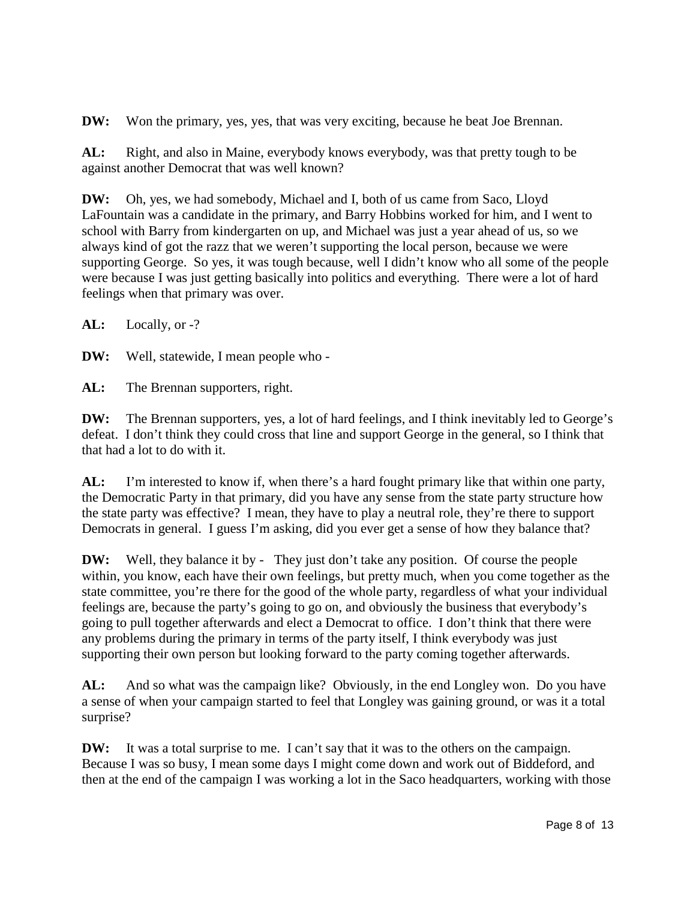**DW:** Won the primary, yes, yes, that was very exciting, because he beat Joe Brennan.

**AL:** Right, and also in Maine, everybody knows everybody, was that pretty tough to be against another Democrat that was well known?

**DW:** Oh, yes, we had somebody, Michael and I, both of us came from Saco, Lloyd LaFountain was a candidate in the primary, and Barry Hobbins worked for him, and I went to school with Barry from kindergarten on up, and Michael was just a year ahead of us, so we always kind of got the razz that we weren't supporting the local person, because we were supporting George. So yes, it was tough because, well I didn't know who all some of the people were because I was just getting basically into politics and everything. There were a lot of hard feelings when that primary was over.

**AL:** Locally, or -?

**DW:** Well, statewide, I mean people who -

**AL:** The Brennan supporters, right.

**DW:** The Brennan supporters, yes, a lot of hard feelings, and I think inevitably led to George's defeat. I don't think they could cross that line and support George in the general, so I think that that had a lot to do with it.

**AL:** I'm interested to know if, when there's a hard fought primary like that within one party, the Democratic Party in that primary, did you have any sense from the state party structure how the state party was effective? I mean, they have to play a neutral role, they're there to support Democrats in general. I guess I'm asking, did you ever get a sense of how they balance that?

**DW:** Well, they balance it by - They just don't take any position. Of course the people within, you know, each have their own feelings, but pretty much, when you come together as the state committee, you're there for the good of the whole party, regardless of what your individual feelings are, because the party's going to go on, and obviously the business that everybody's going to pull together afterwards and elect a Democrat to office. I don't think that there were any problems during the primary in terms of the party itself, I think everybody was just supporting their own person but looking forward to the party coming together afterwards.

**AL:** And so what was the campaign like? Obviously, in the end Longley won. Do you have a sense of when your campaign started to feel that Longley was gaining ground, or was it a total surprise?

**DW:** It was a total surprise to me. I can't say that it was to the others on the campaign. Because I was so busy, I mean some days I might come down and work out of Biddeford, and then at the end of the campaign I was working a lot in the Saco headquarters, working with those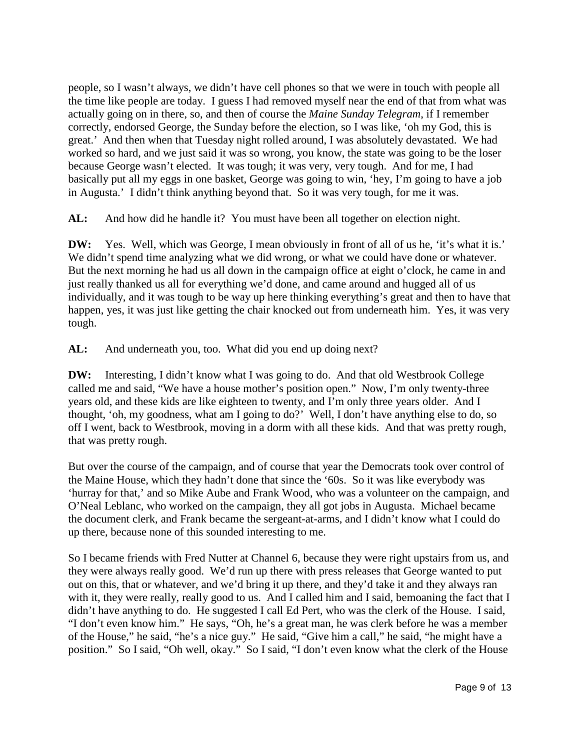people, so I wasn't always, we didn't have cell phones so that we were in touch with people all the time like people are today. I guess I had removed myself near the end of that from what was actually going on in there, so, and then of course the *Maine Sunday Telegram*, if I remember correctly, endorsed George, the Sunday before the election, so I was like, 'oh my God, this is great.' And then when that Tuesday night rolled around, I was absolutely devastated. We had worked so hard, and we just said it was so wrong, you know, the state was going to be the loser because George wasn't elected. It was tough; it was very, very tough. And for me, I had basically put all my eggs in one basket, George was going to win, 'hey, I'm going to have a job in Augusta.' I didn't think anything beyond that. So it was very tough, for me it was.

**AL:** And how did he handle it? You must have been all together on election night.

**DW:** Yes. Well, which was George, I mean obviously in front of all of us he, 'it's what it is.' We didn't spend time analyzing what we did wrong, or what we could have done or whatever. But the next morning he had us all down in the campaign office at eight o'clock, he came in and just really thanked us all for everything we'd done, and came around and hugged all of us individually, and it was tough to be way up here thinking everything's great and then to have that happen, yes, it was just like getting the chair knocked out from underneath him. Yes, it was very tough.

**AL:** And underneath you, too. What did you end up doing next?

**DW:** Interesting, I didn't know what I was going to do. And that old Westbrook College called me and said, "We have a house mother's position open." Now, I'm only twenty-three years old, and these kids are like eighteen to twenty, and I'm only three years older. And I thought, 'oh, my goodness, what am I going to do?' Well, I don't have anything else to do, so off I went, back to Westbrook, moving in a dorm with all these kids. And that was pretty rough, that was pretty rough.

But over the course of the campaign, and of course that year the Democrats took over control of the Maine House, which they hadn't done that since the '60s. So it was like everybody was 'hurray for that,' and so Mike Aube and Frank Wood, who was a volunteer on the campaign, and O'Neal Leblanc, who worked on the campaign, they all got jobs in Augusta. Michael became the document clerk, and Frank became the sergeant-at-arms, and I didn't know what I could do up there, because none of this sounded interesting to me.

So I became friends with Fred Nutter at Channel 6, because they were right upstairs from us, and they were always really good. We'd run up there with press releases that George wanted to put out on this, that or whatever, and we'd bring it up there, and they'd take it and they always ran with it, they were really, really good to us. And I called him and I said, bemoaning the fact that I didn't have anything to do. He suggested I call Ed Pert, who was the clerk of the House. I said, "I don't even know him." He says, "Oh, he's a great man, he was clerk before he was a member of the House," he said, "he's a nice guy." He said, "Give him a call," he said, "he might have a position." So I said, "Oh well, okay." So I said, "I don't even know what the clerk of the House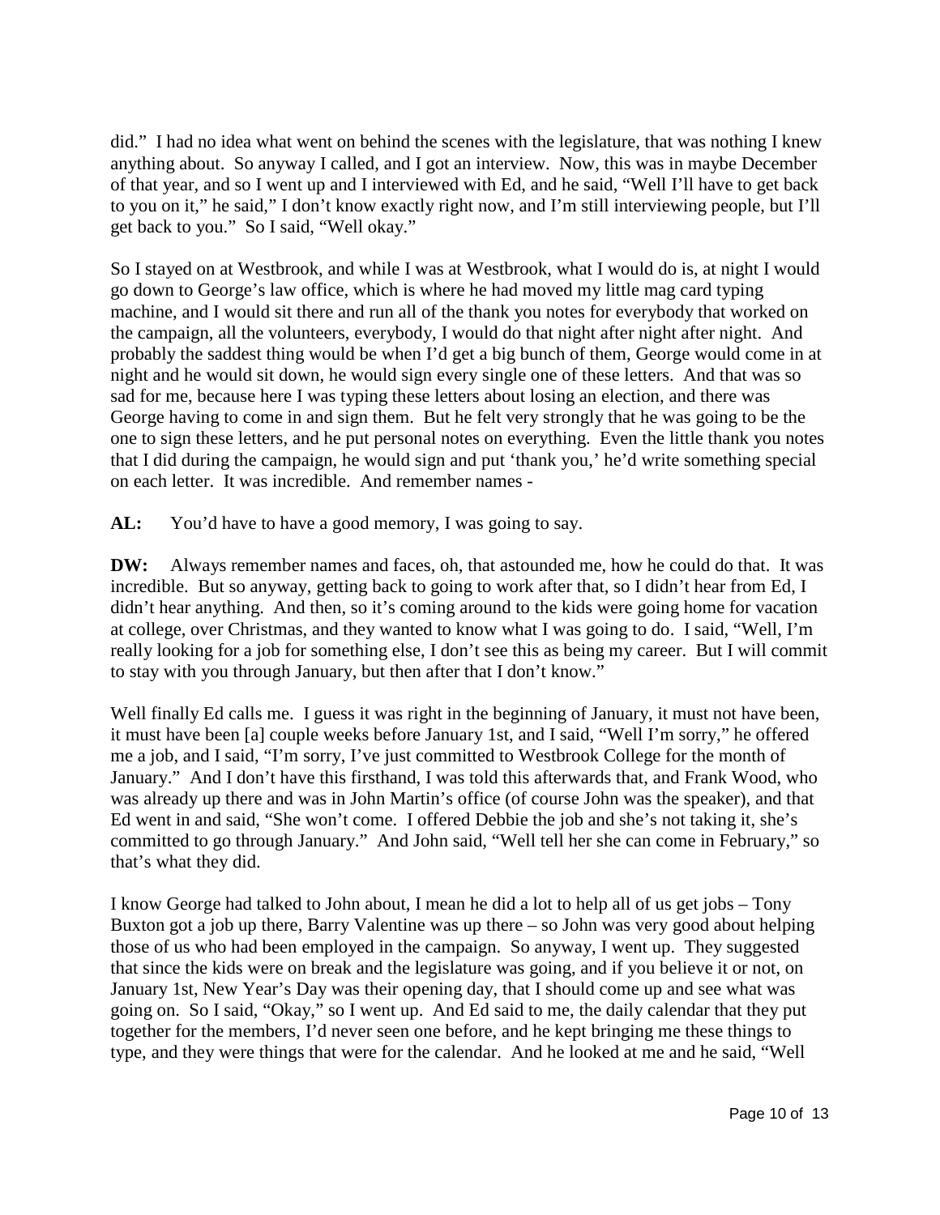did." I had no idea what went on behind the scenes with the legislature, that was nothing I knew anything about. So anyway I called, and I got an interview. Now, this was in maybe December of that year, and so I went up and I interviewed with Ed, and he said, "Well I'll have to get back to you on it," he said," I don't know exactly right now, and I'm still interviewing people, but I'll get back to you." So I said, "Well okay."

So I stayed on at Westbrook, and while I was at Westbrook, what I would do is, at night I would go down to George's law office, which is where he had moved my little mag card typing machine, and I would sit there and run all of the thank you notes for everybody that worked on the campaign, all the volunteers, everybody, I would do that night after night after night. And probably the saddest thing would be when I'd get a big bunch of them, George would come in at night and he would sit down, he would sign every single one of these letters. And that was so sad for me, because here I was typing these letters about losing an election, and there was George having to come in and sign them. But he felt very strongly that he was going to be the one to sign these letters, and he put personal notes on everything. Even the little thank you notes that I did during the campaign, he would sign and put 'thank you,' he'd write something special on each letter. It was incredible. And remember names -

**AL:** You'd have to have a good memory, I was going to say.

**DW:** Always remember names and faces, oh, that astounded me, how he could do that. It was incredible. But so anyway, getting back to going to work after that, so I didn't hear from Ed, I didn't hear anything. And then, so it's coming around to the kids were going home for vacation at college, over Christmas, and they wanted to know what I was going to do. I said, "Well, I'm really looking for a job for something else, I don't see this as being my career. But I will commit to stay with you through January, but then after that I don't know."

Well finally Ed calls me. I guess it was right in the beginning of January, it must not have been, it must have been [a] couple weeks before January 1st, and I said, "Well I'm sorry," he offered me a job, and I said, "I'm sorry, I've just committed to Westbrook College for the month of January." And I don't have this firsthand, I was told this afterwards that, and Frank Wood, who was already up there and was in John Martin's office (of course John was the speaker), and that Ed went in and said, "She won't come. I offered Debbie the job and she's not taking it, she's committed to go through January." And John said, "Well tell her she can come in February," so that's what they did.

I know George had talked to John about, I mean he did a lot to help all of us get jobs – Tony Buxton got a job up there, Barry Valentine was up there – so John was very good about helping those of us who had been employed in the campaign. So anyway, I went up. They suggested that since the kids were on break and the legislature was going, and if you believe it or not, on January 1st, New Year's Day was their opening day, that I should come up and see what was going on. So I said, "Okay," so I went up. And Ed said to me, the daily calendar that they put together for the members, I'd never seen one before, and he kept bringing me these things to type, and they were things that were for the calendar. And he looked at me and he said, "Well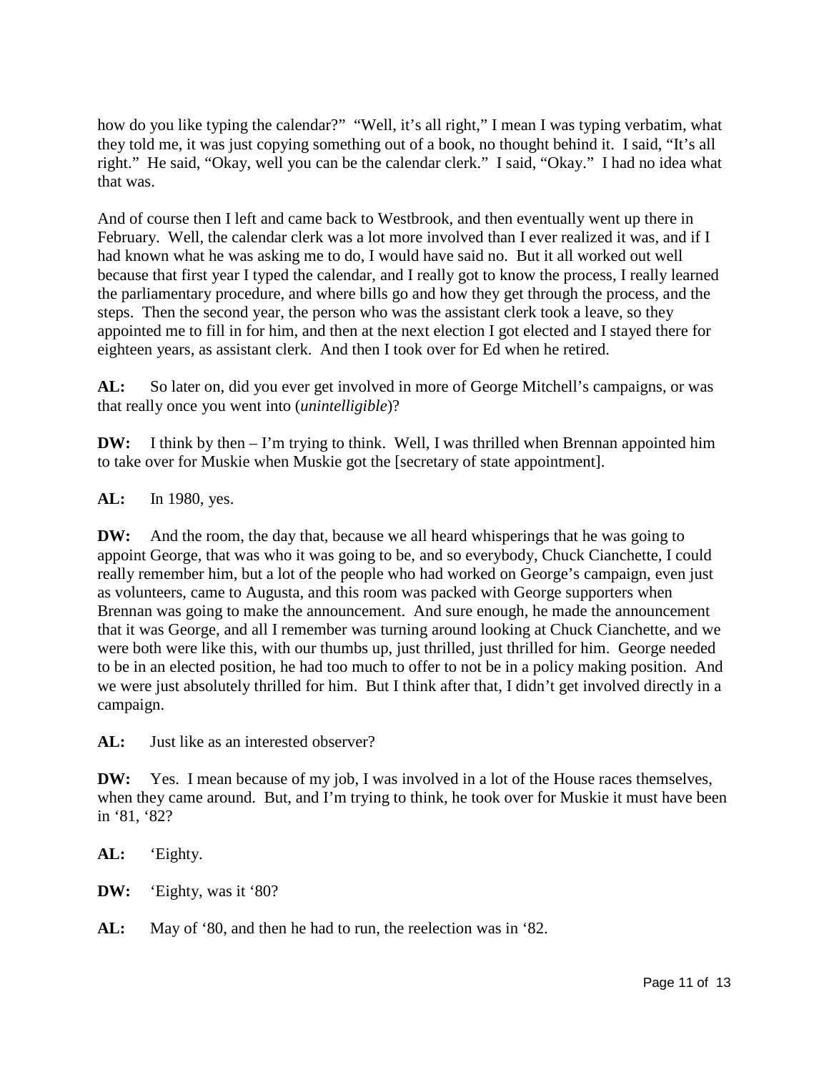how do you like typing the calendar?" "Well, it's all right," I mean I was typing verbatim, what they told me, it was just copying something out of a book, no thought behind it. I said, "It's all right." He said, "Okay, well you can be the calendar clerk." I said, "Okay." I had no idea what that was.

And of course then I left and came back to Westbrook, and then eventually went up there in February. Well, the calendar clerk was a lot more involved than I ever realized it was, and if I had known what he was asking me to do, I would have said no. But it all worked out well because that first year I typed the calendar, and I really got to know the process, I really learned the parliamentary procedure, and where bills go and how they get through the process, and the steps. Then the second year, the person who was the assistant clerk took a leave, so they appointed me to fill in for him, and then at the next election I got elected and I stayed there for eighteen years, as assistant clerk. And then I took over for Ed when he retired.

**AL:** So later on, did you ever get involved in more of George Mitchell's campaigns, or was that really once you went into (*unintelligible*)?

**DW:** I think by then – I'm trying to think. Well, I was thrilled when Brennan appointed him to take over for Muskie when Muskie got the [secretary of state appointment].

**AL:** In 1980, yes.

**DW:** And the room, the day that, because we all heard whisperings that he was going to appoint George, that was who it was going to be, and so everybody, Chuck Cianchette, I could really remember him, but a lot of the people who had worked on George's campaign, even just as volunteers, came to Augusta, and this room was packed with George supporters when Brennan was going to make the announcement. And sure enough, he made the announcement that it was George, and all I remember was turning around looking at Chuck Cianchette, and we were both were like this, with our thumbs up, just thrilled, just thrilled for him. George needed to be in an elected position, he had too much to offer to not be in a policy making position. And we were just absolutely thrilled for him. But I think after that, I didn't get involved directly in a campaign.

**AL:** Just like as an interested observer?

**DW:** Yes. I mean because of my job, I was involved in a lot of the House races themselves, when they came around. But, and I'm trying to think, he took over for Muskie it must have been in '81, '82?

**AL:** 'Eighty.

**DW:** 'Eighty, was it '80?

**AL:** May of '80, and then he had to run, the reelection was in '82.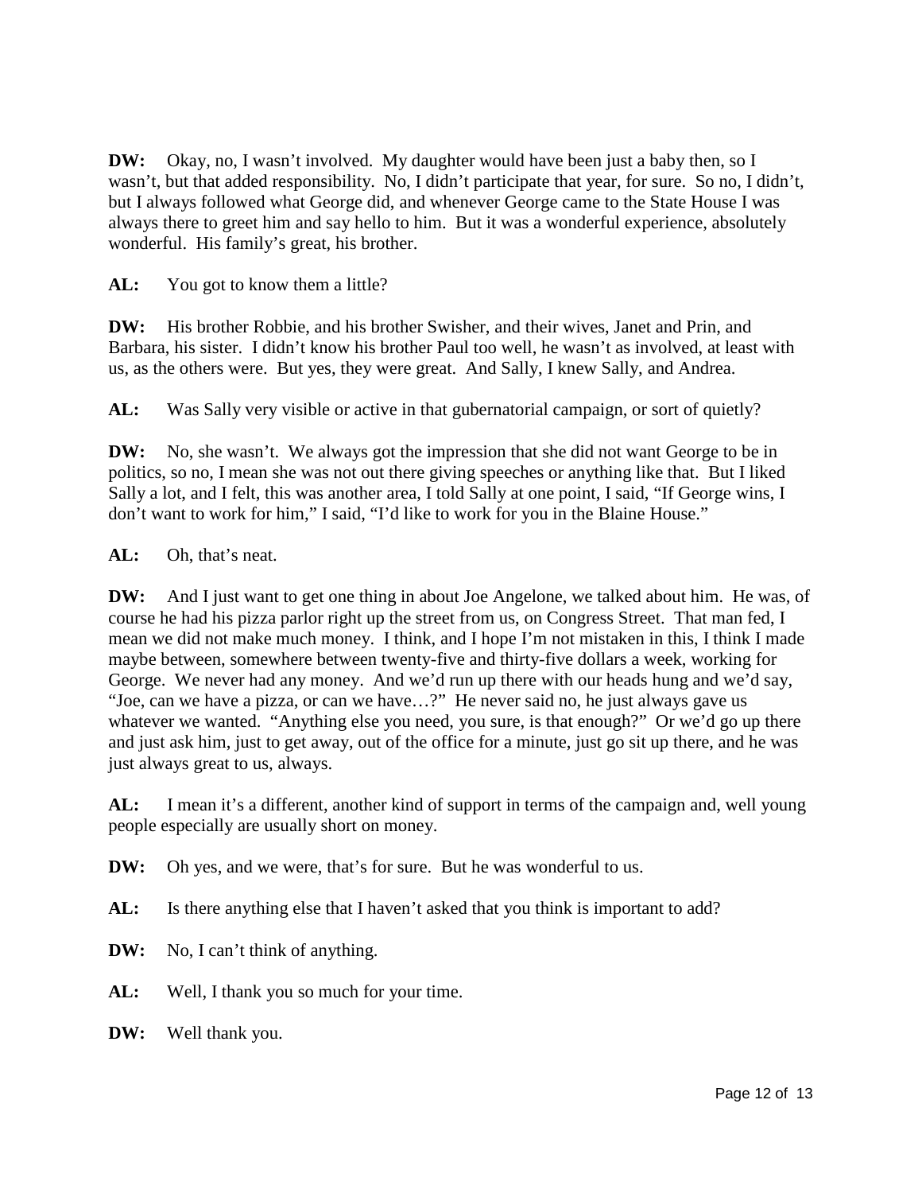**DW:** Okay, no, I wasn't involved. My daughter would have been just a baby then, so I wasn't, but that added responsibility. No, I didn't participate that year, for sure. So no, I didn't, but I always followed what George did, and whenever George came to the State House I was always there to greet him and say hello to him. But it was a wonderful experience, absolutely wonderful. His family's great, his brother.

**AL:** You got to know them a little?

**DW:** His brother Robbie, and his brother Swisher, and their wives, Janet and Prin, and Barbara, his sister. I didn't know his brother Paul too well, he wasn't as involved, at least with us, as the others were. But yes, they were great. And Sally, I knew Sally, and Andrea.

**AL:** Was Sally very visible or active in that gubernatorial campaign, or sort of quietly?

**DW:** No, she wasn't. We always got the impression that she did not want George to be in politics, so no, I mean she was not out there giving speeches or anything like that. But I liked Sally a lot, and I felt, this was another area, I told Sally at one point, I said, "If George wins, I don't want to work for him," I said, "I'd like to work for you in the Blaine House."

**AL:** Oh, that's neat.

**DW:** And I just want to get one thing in about Joe Angelone, we talked about him. He was, of course he had his pizza parlor right up the street from us, on Congress Street. That man fed, I mean we did not make much money. I think, and I hope I'm not mistaken in this, I think I made maybe between, somewhere between twenty-five and thirty-five dollars a week, working for George. We never had any money. And we'd run up there with our heads hung and we'd say, "Joe, can we have a pizza, or can we have…?" He never said no, he just always gave us whatever we wanted. "Anything else you need, you sure, is that enough?" Or we'd go up there and just ask him, just to get away, out of the office for a minute, just go sit up there, and he was just always great to us, always.

**AL:** I mean it's a different, another kind of support in terms of the campaign and, well young people especially are usually short on money.

**DW:** Oh yes, and we were, that's for sure. But he was wonderful to us.

**AL:** Is there anything else that I haven't asked that you think is important to add?

**DW:** No, I can't think of anything.

**AL:** Well, I thank you so much for your time.

**DW:** Well thank you.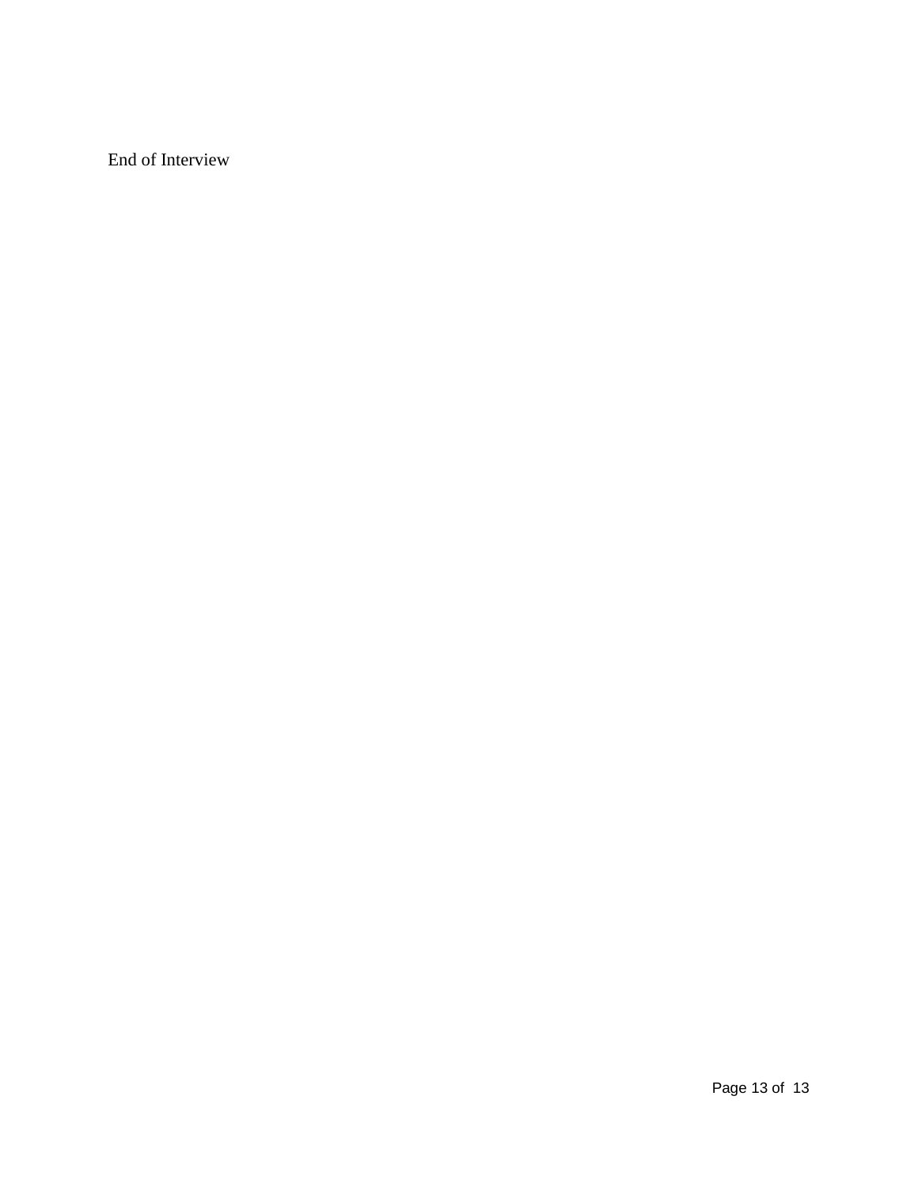End of Interview